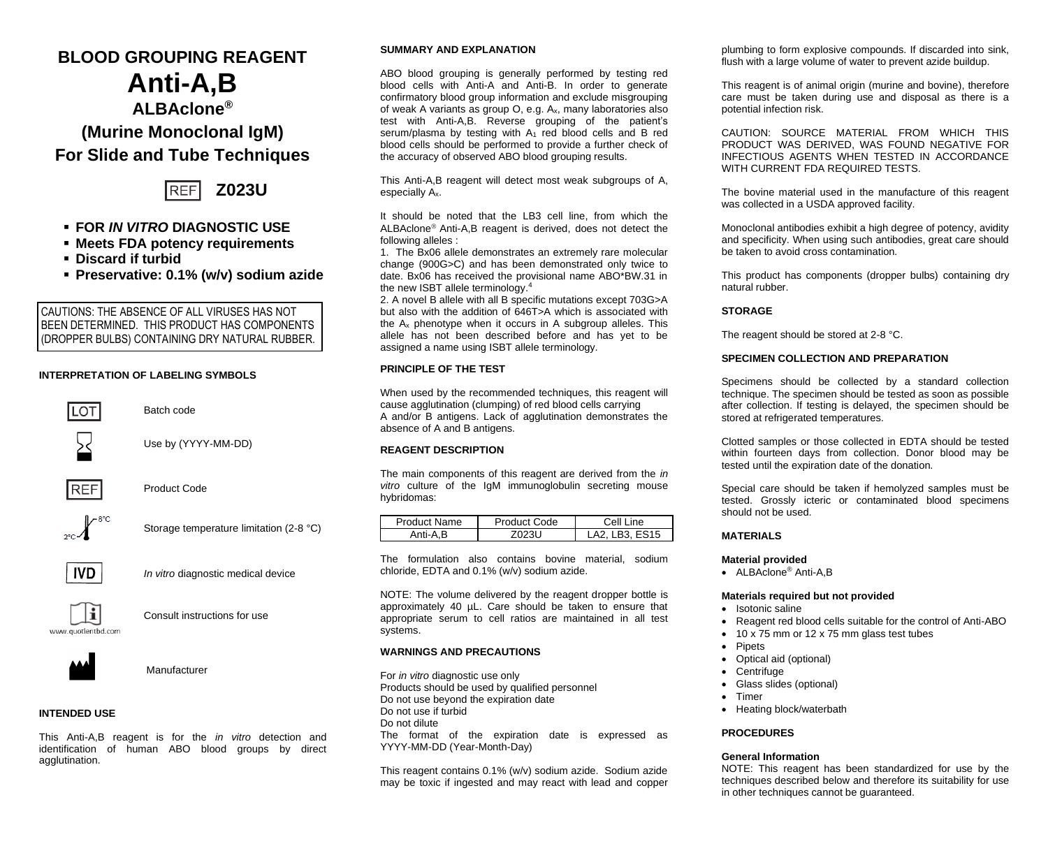# BLOOD GROUPING REAGENT

# Anti-A,B

## ALBAclone®

## (Murine Monoclonal IgM)

## For Slide and Tube Techniques

REF **Z023U**

- **FOR *IN VITRO* DIAGNOSTIC USE**
- **Meets FDA potency requirements**
- **Discard if turbid**
- **Preservative: 0.1% (w/v) sodium azide**

CAUTIONS: THE ABSENCE OF ALL VIRUSES HAS NOT BEEN DETERMINED. THIS PRODUCT HAS COMPONENTS (DROPPER BULBS) CONTAINING DRY NATURAL RUBBER.

### INTERPRETATION OF LABELING SYMBOLS

| Symbol | Meaning |
|---|---|
| LOT | Batch code |
| (hourglass) | Use by (YYYY-MM-DD) |
| REF | Product Code |
| 2°C–8°C | Storage temperature limitation (2-8 °C) |
| IVD | *In vitro* diagnostic medical device |
| i (www.quotientbd.com) | Consult instructions for use |
| (factory) | Manufacturer |

### INTENDED USE

This Anti-A,B reagent is for the *in vitro* detection and identification of human ABO blood groups by direct agglutination.

### SUMMARY AND EXPLANATION

ABO blood grouping is generally performed by testing red blood cells with Anti-A and Anti-B. In order to generate confirmatory blood group information and exclude misgrouping of weak A variants as group O, e.g. $A_x$, many laboratories also test with Anti-A,B. Reverse grouping of the patient's serum/plasma by testing with $A_1$ red blood cells and B red blood cells should be performed to provide a further check of the accuracy of observed ABO blood grouping results.

This Anti-A,B reagent will detect most weak subgroups of A, especially $A_x$.

It should be noted that the LB3 cell line, from which the ALBAclone® Anti-A,B reagent is derived, does not detect the following alleles :

1. The Bx06 allele demonstrates an extremely rare molecular change (900G>C) and has been demonstrated only twice to date. Bx06 has received the provisional name ABO*BW.31 in the new ISBT allele terminology.[4]
2. A novel B allele with all B specific mutations except 703G>A but also with the addition of 646T>A which is associated with the $A_x$ phenotype when it occurs in A subgroup alleles. This allele has not been described before and has yet to be assigned a name using ISBT allele terminology.

### PRINCIPLE OF THE TEST

When used by the recommended techniques, this reagent will cause agglutination (clumping) of red blood cells carrying A and/or B antigens. Lack of agglutination demonstrates the absence of A and B antigens.

### REAGENT DESCRIPTION

The main components of this reagent are derived from the *in vitro* culture of the IgM immunoglobulin secreting mouse hybridomas:

| Product Name | Product Code | Cell Line |
|---|---|---|
| Anti-A,B | Z023U | LA2, LB3, ES15 |

The formulation also contains bovine material, sodium chloride, EDTA and 0.1% (w/v) sodium azide.

NOTE: The volume delivered by the reagent dropper bottle is approximately 40 µL. Care should be taken to ensure that appropriate serum to cell ratios are maintained in all test systems.

### WARNINGS AND PRECAUTIONS

For *in vitro* diagnostic use only
Products should be used by qualified personnel
Do not use beyond the expiration date
Do not use if turbid
Do not dilute
The format of the expiration date is expressed as YYYY-MM-DD (Year-Month-Day)

This reagent contains 0.1% (w/v) sodium azide. Sodium azide may be toxic if ingested and may react with lead and copper plumbing to form explosive compounds. If discarded into sink, flush with a large volume of water to prevent azide buildup.

This reagent is of animal origin (murine and bovine), therefore care must be taken during use and disposal as there is a potential infection risk.

CAUTION: SOURCE MATERIAL FROM WHICH THIS PRODUCT WAS DERIVED, WAS FOUND NEGATIVE FOR INFECTIOUS AGENTS WHEN TESTED IN ACCORDANCE WITH CURRENT FDA REQUIRED TESTS.

The bovine material used in the manufacture of this reagent was collected in a USDA approved facility.

Monoclonal antibodies exhibit a high degree of potency, avidity and specificity. When using such antibodies, great care should be taken to avoid cross contamination.

This product has components (dropper bulbs) containing dry natural rubber.

### STORAGE

The reagent should be stored at 2-8 °C.

### SPECIMEN COLLECTION AND PREPARATION

Specimens should be collected by a standard collection technique. The specimen should be tested as soon as possible after collection. If testing is delayed, the specimen should be stored at refrigerated temperatures.

Clotted samples or those collected in EDTA should be tested within fourteen days from collection. Donor blood may be tested until the expiration date of the donation.

Special care should be taken if hemolyzed samples must be tested. Grossly icteric or contaminated blood specimens should not be used.

### MATERIALS

**Material provided**

- ALBAclone® Anti-A,B

**Materials required but not provided**

- Isotonic saline
- Reagent red blood cells suitable for the control of Anti-ABO
- 10 x 75 mm or 12 x 75 mm glass test tubes
- Pipets
- Optical aid (optional)
- Centrifuge
- Glass slides (optional)
- Timer
- Heating block/waterbath

### PROCEDURES

**General Information**

NOTE: This reagent has been standardized for use by the techniques described below and therefore its suitability for use in other techniques cannot be guaranteed.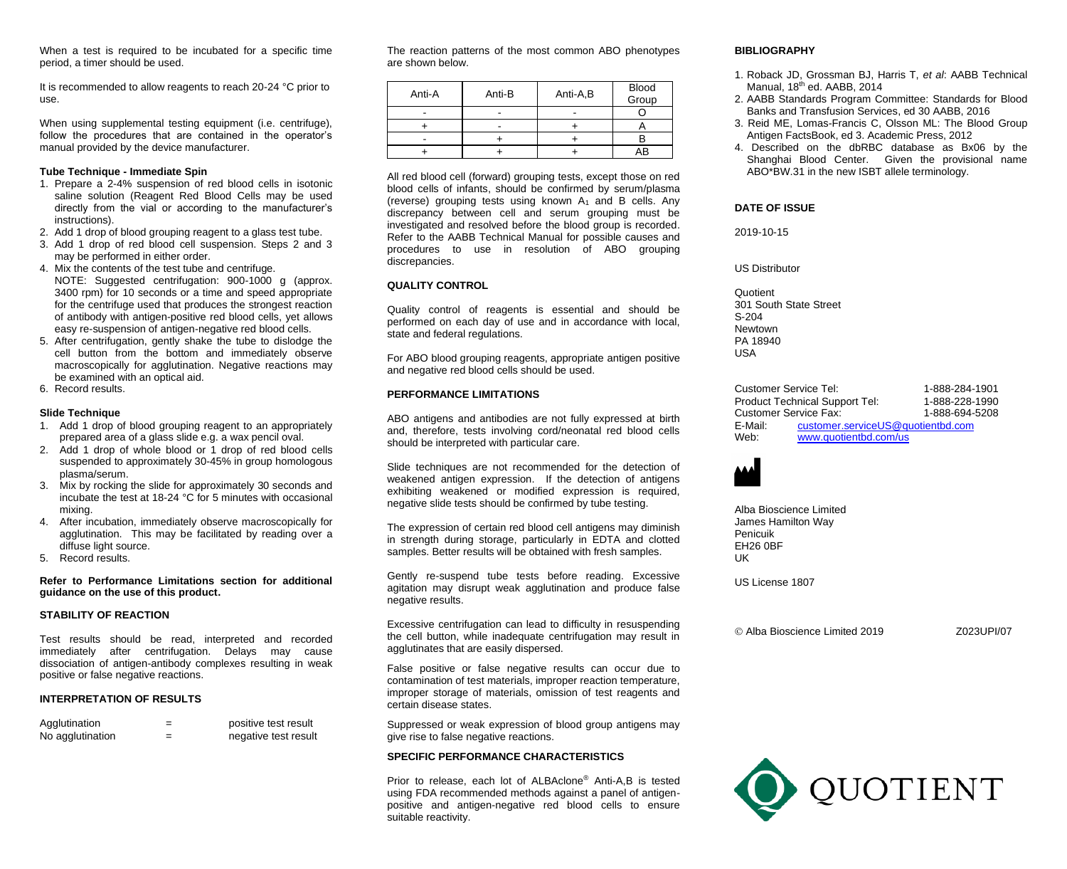When a test is required to be incubated for a specific time period, a timer should be used.

It is recommended to allow reagents to reach 20-24 °C prior to use.

When using supplemental testing equipment (i.e. centrifuge), follow the procedures that are contained in the operator's manual provided by the device manufacturer.

**Tube Technique - Immediate Spin**

1. Prepare a 2-4% suspension of red blood cells in isotonic saline solution (Reagent Red Blood Cells may be used directly from the vial or according to the manufacturer's instructions).
2. Add 1 drop of blood grouping reagent to a glass test tube.
3. Add 1 drop of red blood cell suspension. Steps 2 and 3 may be performed in either order.
4. Mix the contents of the test tube and centrifuge.
   NOTE: Suggested centrifugation: 900-1000 g (approx. 3400 rpm) for 10 seconds or a time and speed appropriate for the centrifuge used that produces the strongest reaction of antibody with antigen-positive red blood cells, yet allows easy re-suspension of antigen-negative red blood cells.
5. After centrifugation, gently shake the tube to dislodge the cell button from the bottom and immediately observe macroscopically for agglutination. Negative reactions may be examined with an optical aid.
6. Record results.

**Slide Technique**

1. Add 1 drop of blood grouping reagent to an appropriately prepared area of a glass slide e.g. a wax pencil oval.
2. Add 1 drop of whole blood or 1 drop of red blood cells suspended to approximately 30-45% in group homologous plasma/serum.
3. Mix by rocking the slide for approximately 30 seconds and incubate the test at 18-24 °C for 5 minutes with occasional mixing.
4. After incubation, immediately observe macroscopically for agglutination. This may be facilitated by reading over a diffuse light source.
5. Record results.

**Refer to Performance Limitations section for additional guidance on the use of this product.**

**STABILITY OF REACTION**

Test results should be read, interpreted and recorded immediately after centrifugation. Delays may cause dissociation of antigen-antibody complexes resulting in weak positive or false negative reactions.

**INTERPRETATION OF RESULTS**

| | | |
|---|---|---|
| Agglutination | = | positive test result |
| No agglutination | = | negative test result |

The reaction patterns of the most common ABO phenotypes are shown below.

| Anti-A | Anti-B | Anti-A,B | Blood Group |
|---|---|---|---|
| - | - | - | O |
| + | - | + | A |
| - | + | + | B |
| + | + | + | AB |

All red blood cell (forward) grouping tests, except those on red blood cells of infants, should be confirmed by serum/plasma (reverse) grouping tests using known $A_1$ and B cells. Any discrepancy between cell and serum grouping must be investigated and resolved before the blood group is recorded. Refer to the AABB Technical Manual for possible causes and procedures to use in resolution of ABO grouping discrepancies.

**QUALITY CONTROL**

Quality control of reagents is essential and should be performed on each day of use and in accordance with local, state and federal regulations.

For ABO blood grouping reagents, appropriate antigen positive and negative red blood cells should be used.

**PERFORMANCE LIMITATIONS**

ABO antigens and antibodies are not fully expressed at birth and, therefore, tests involving cord/neonatal red blood cells should be interpreted with particular care.

Slide techniques are not recommended for the detection of weakened antigen expression. If the detection of antigens exhibiting weakened or modified expression is required, negative slide tests should be confirmed by tube testing.

The expression of certain red blood cell antigens may diminish in strength during storage, particularly in EDTA and clotted samples. Better results will be obtained with fresh samples.

Gently re-suspend tube tests before reading. Excessive agitation may disrupt weak agglutination and produce false negative results.

Excessive centrifugation can lead to difficulty in resuspending the cell button, while inadequate centrifugation may result in agglutinates that are easily dispersed.

False positive or false negative results can occur due to contamination of test materials, improper reaction temperature, improper storage of materials, omission of test reagents and certain disease states.

Suppressed or weak expression of blood group antigens may give rise to false negative reactions.

**SPECIFIC PERFORMANCE CHARACTERISTICS**

Prior to release, each lot of ALBAclone® Anti-A,B is tested using FDA recommended methods against a panel of antigen-positive and antigen-negative red blood cells to ensure suitable reactivity.

**BIBLIOGRAPHY**

1. Roback JD, Grossman BJ, Harris T, *et al*: AABB Technical Manual, 18th ed. AABB, 2014
2. AABB Standards Program Committee: Standards for Blood Banks and Transfusion Services, ed 30 AABB, 2016
3. Reid ME, Lomas-Francis C, Olsson ML: The Blood Group Antigen FactsBook, ed 3. Academic Press, 2012
4. Described on the dbRBC database as Bx06 by the Shanghai Blood Center. Given the provisional name ABO*BW.31 in the new ISBT allele terminology.

**DATE OF ISSUE**

2019-10-15

US Distributor

Quotient
301 South State Street
S-204
Newtown
PA 18940
USA

| | |
|---|---|
| Customer Service Tel: | 1-888-284-1901 |
| Product Technical Support Tel: | 1-888-228-1990 |
| Customer Service Fax: | 1-888-694-5208 |
| E-Mail: | customer.serviceUS@quotientbd.com |
| Web: | www.quotientbd.com/us |

Alba Bioscience Limited
James Hamilton Way
Penicuik
EH26 0BF
UK

US License 1807

© Alba Bioscience Limited 2019 Z023UPI/07

QUOTIENT